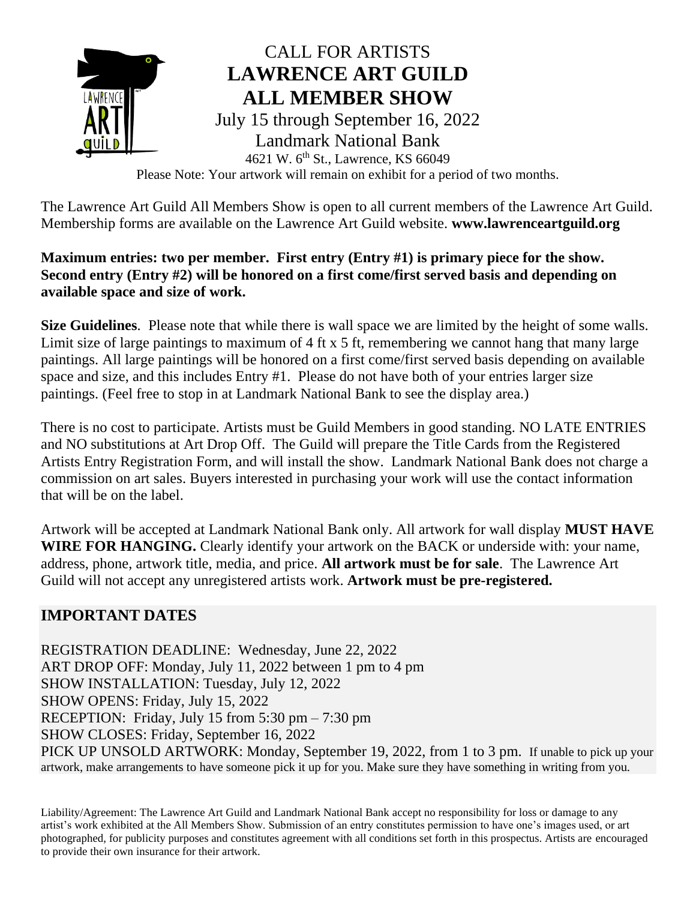# CALL FOR ARTISTS
# LAWRENCE ART GUILD ALL MEMBER SHOW

July 15 through September 16, 2022

Landmark National Bank

4621 W. 6th St., Lawrence, KS 66049

Please Note: Your artwork will remain on exhibit for a period of two months.

The Lawrence Art Guild All Members Show is open to all current members of the Lawrence Art Guild. Membership forms are available on the Lawrence Art Guild website. **www.lawrenceartguild.org**

**Maximum entries: two per member. First entry (Entry #1) is primary piece for the show. Second entry (Entry #2) will be honored on a first come/first served basis and depending on available space and size of work.**

**Size Guidelines**. Please note that while there is wall space we are limited by the height of some walls. Limit size of large paintings to maximum of 4 ft x 5 ft, remembering we cannot hang that many large paintings. All large paintings will be honored on a first come/first served basis depending on available space and size, and this includes Entry #1. Please do not have both of your entries larger size paintings. (Feel free to stop in at Landmark National Bank to see the display area.)

There is no cost to participate. Artists must be Guild Members in good standing. NO LATE ENTRIES and NO substitutions at Art Drop Off. The Guild will prepare the Title Cards from the Registered Artists Entry Registration Form, and will install the show. Landmark National Bank does not charge a commission on art sales. Buyers interested in purchasing your work will use the contact information that will be on the label.

Artwork will be accepted at Landmark National Bank only. All artwork for wall display **MUST HAVE WIRE FOR HANGING.** Clearly identify your artwork on the BACK or underside with: your name, address, phone, artwork title, media, and price. **All artwork must be for sale**. The Lawrence Art Guild will not accept any unregistered artists work. **Artwork must be pre-registered.**

## IMPORTANT DATES

REGISTRATION DEADLINE: Wednesday, June 22, 2022
ART DROP OFF: Monday, July 11, 2022 between 1 pm to 4 pm
SHOW INSTALLATION: Tuesday, July 12, 2022
SHOW OPENS: Friday, July 15, 2022
RECEPTION: Friday, July 15 from 5:30 pm – 7:30 pm
SHOW CLOSES: Friday, September 16, 2022
PICK UP UNSOLD ARTWORK: Monday, September 19, 2022, from 1 to 3 pm. If unable to pick up your artwork, make arrangements to have someone pick it up for you. Make sure they have something in writing from you.

Liability/Agreement: The Lawrence Art Guild and Landmark National Bank accept no responsibility for loss or damage to any artist's work exhibited at the All Members Show. Submission of an entry constitutes permission to have one's images used, or art photographed, for publicity purposes and constitutes agreement with all conditions set forth in this prospectus. Artists are encouraged to provide their own insurance for their artwork.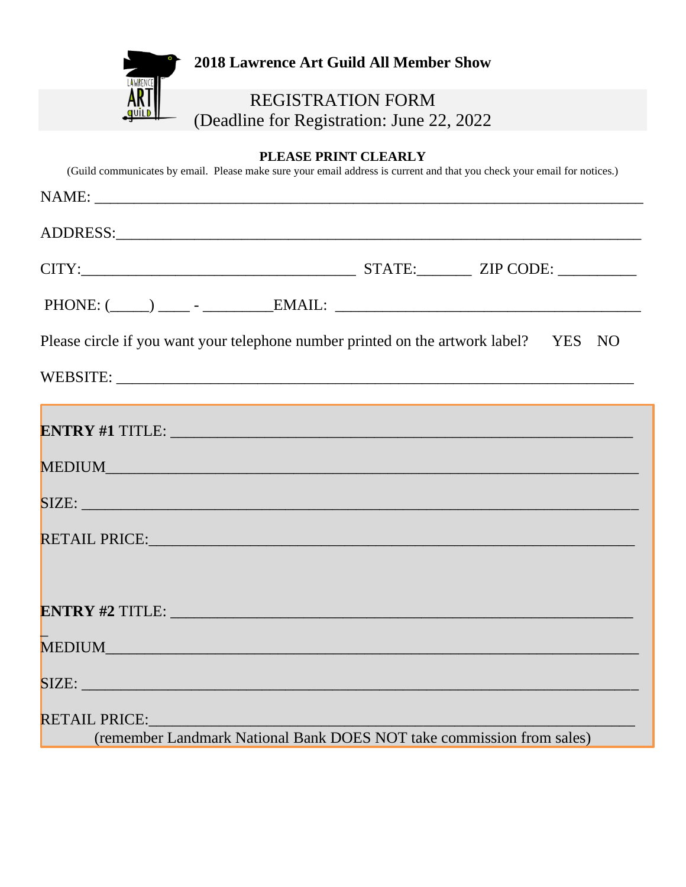**2018 Lawrence Art Guild All Member Show**

REGISTRATION FORM
(Deadline for Registration: June 22, 2022

**PLEASE PRINT CLEARLY**

(Guild communicates by email. Please make sure your email address is current and that you check your email for notices.)

NAME: ______________________________________________________________________

ADDRESS:____________________________________________________________________

CITY:___________________________________ STATE:_______ ZIP CODE: __________

PHONE: (_____) ____ - _________EMAIL: ______________________________________

Please circle if you want your telephone number printed on the artwork label? YES NO

WEBSITE: ____________________________________________________________________

**ENTRY #1** TITLE: ___________________________________________________________

MEDIUM______________________________________________________________________

SIZE: ________________________________________________________________________

RETAIL PRICE:_________________________________________________________________

**ENTRY #2** TITLE: ___________________________________________________________

MEDIUM______________________________________________________________________

SIZE: ________________________________________________________________________

RETAIL PRICE:_________________________________________________________________

(remember Landmark National Bank DOES NOT take commission from sales)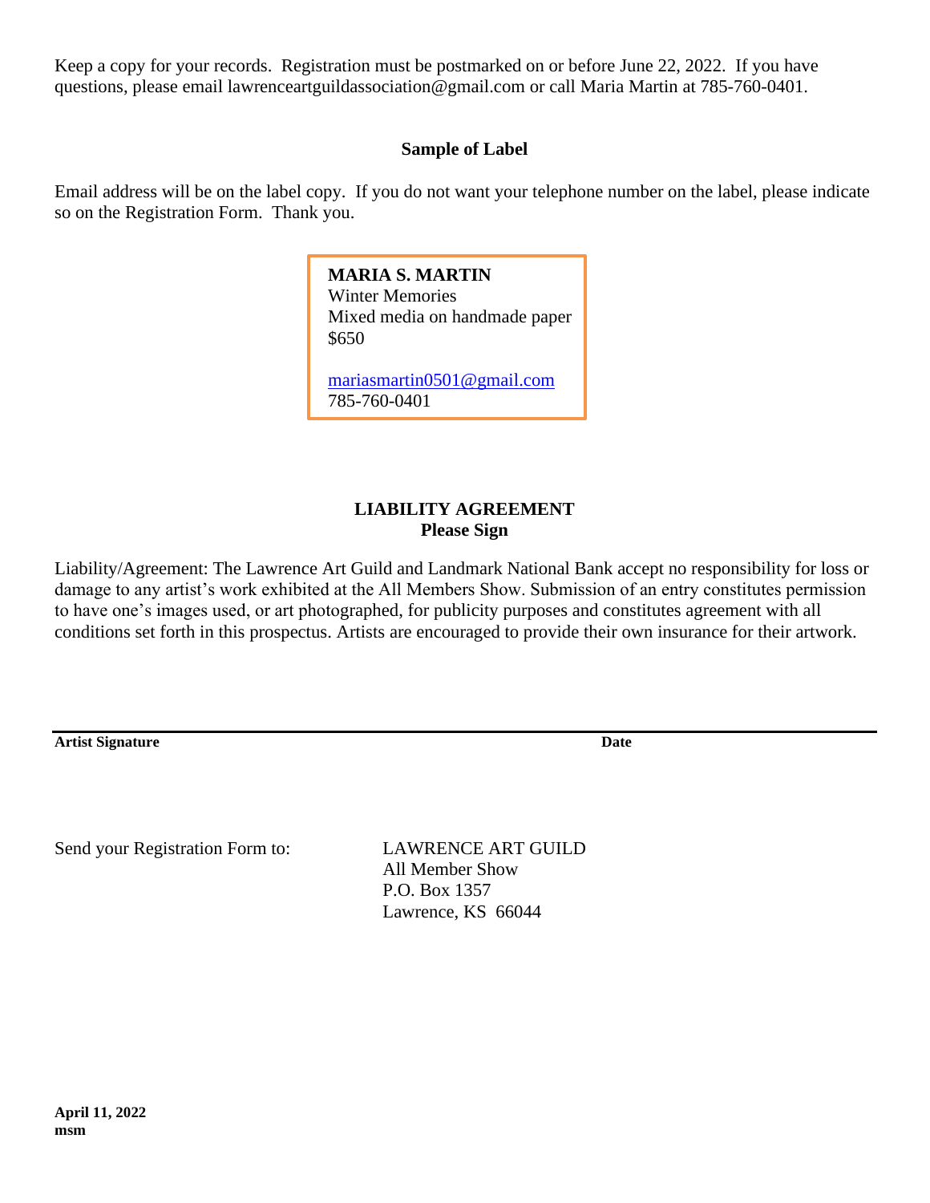Keep a copy for your records. Registration must be postmarked on or before June 22, 2022. If you have questions, please email lawrenceartguildassociation@gmail.com or call Maria Martin at 785-760-0401.

## Sample of Label

Email address will be on the label copy. If you do not want your telephone number on the label, please indicate so on the Registration Form. Thank you.

**MARIA S. MARTIN**
Winter Memories
Mixed media on handmade paper
$650

mariasmartin0501@gmail.com
785-760-0401

## LIABILITY AGREEMENT
## Please Sign

Liability/Agreement: The Lawrence Art Guild and Landmark National Bank accept no responsibility for loss or damage to any artist's work exhibited at the All Members Show. Submission of an entry constitutes permission to have one's images used, or art photographed, for publicity purposes and constitutes agreement with all conditions set forth in this prospectus. Artists are encouraged to provide their own insurance for their artwork.

**Artist Signature** **Date**

Send your Registration Form to:

LAWRENCE ART GUILD
All Member Show
P.O. Box 1357
Lawrence, KS 66044

**April 11, 2022**
**msm**